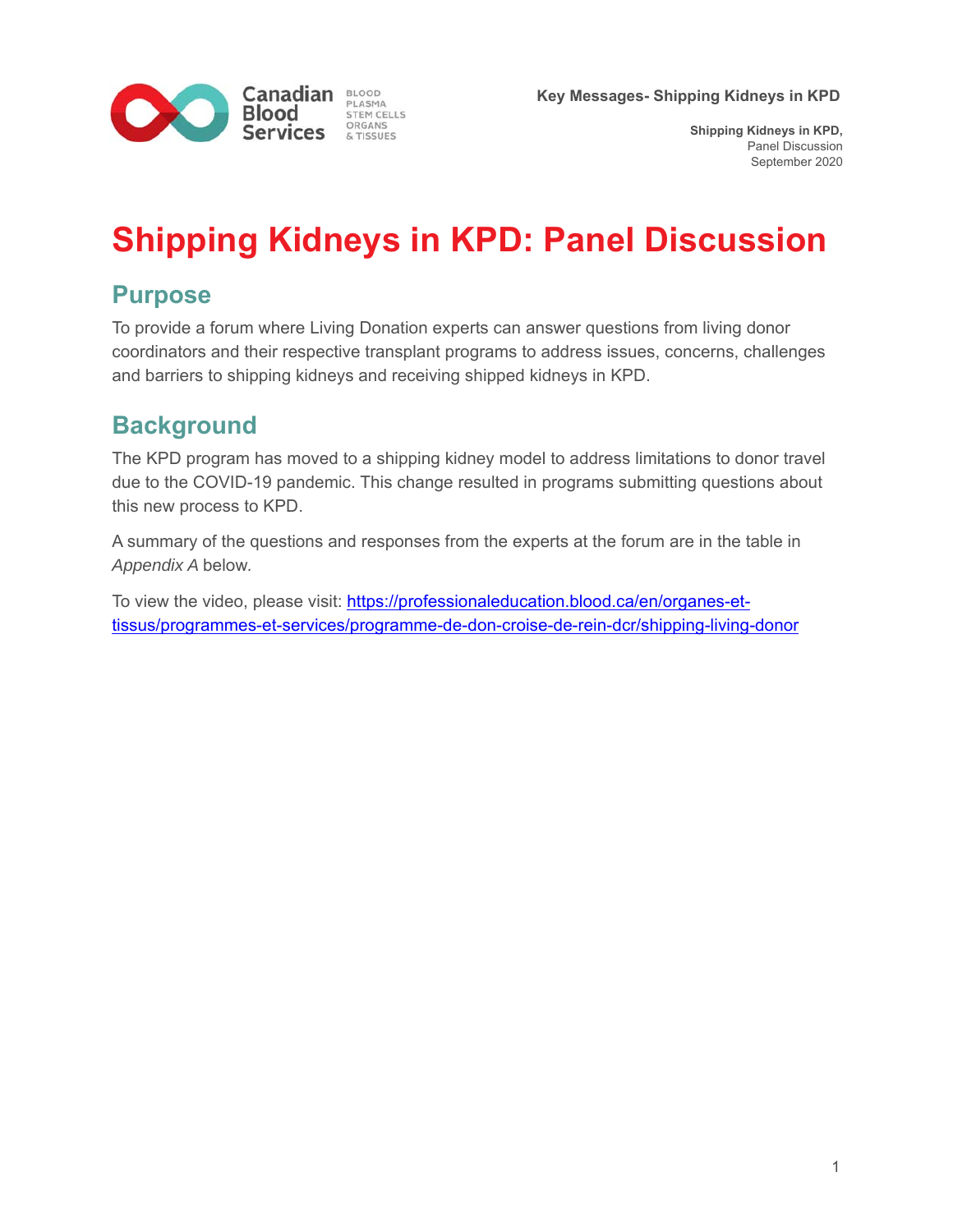# Shipping Kidneys in KPD: Panel Discussion

## Purpose

To provide a forum where Living Donation experts can answer questions from living donor coordinators and their respective transplant programs to address issues, concerns, challenges and barriers to shipping kidneys and receiving shipped kidneys in KPD.

## Background

The KPD program has moved to a shipping kidney model to address limitations to donor travel due to the COVID-19 pandemic. This change resulted in programs submitting questions about this new process to KPD.

A summary of the questions and responses from the experts at the forum are in the table in *Appendix A* below.

To view the video, please visit: [https://professionaleducation.blood.ca/en/organes-et-tissus/programmes-et-services/programme-de-don-croise-de-rein-dcr/shipping-living-donor](https://professionaleducation.blood.ca/en/organes-et-tissus/programmes-et-services/programme-de-don-croise-de-rein-dcr/shipping-living-donor)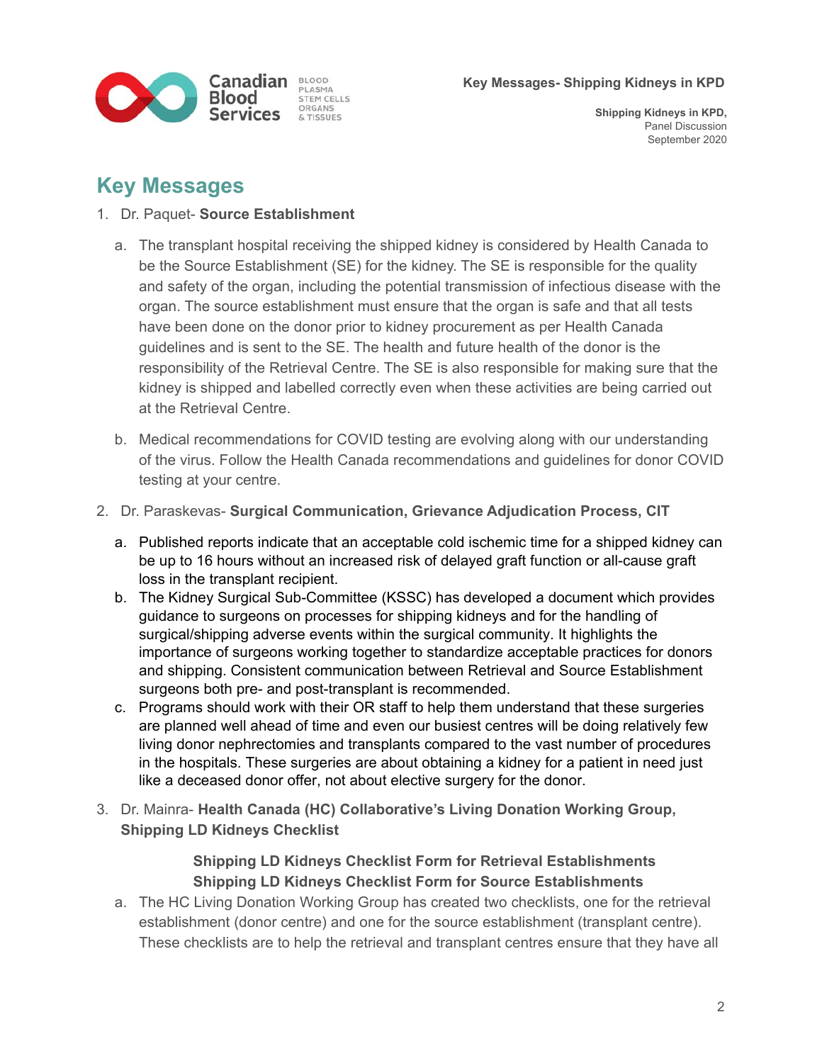## Key Messages

1. Dr. Paquet- **Source Establishment**

   a. The transplant hospital receiving the shipped kidney is considered by Health Canada to be the Source Establishment (SE) for the kidney. The SE is responsible for the quality and safety of the organ, including the potential transmission of infectious disease with the organ. The source establishment must ensure that the organ is safe and that all tests have been done on the donor prior to kidney procurement as per Health Canada guidelines and is sent to the SE. The health and future health of the donor is the responsibility of the Retrieval Centre. The SE is also responsible for making sure that the kidney is shipped and labelled correctly even when these activities are being carried out at the Retrieval Centre.

   b. Medical recommendations for COVID testing are evolving along with our understanding of the virus. Follow the Health Canada recommendations and guidelines for donor COVID testing at your centre.

2. Dr. Paraskevas- **Surgical Communication, Grievance Adjudication Process, CIT**

   a. Published reports indicate that an acceptable cold ischemic time for a shipped kidney can be up to 16 hours without an increased risk of delayed graft function or all-cause graft loss in the transplant recipient.
   b. The Kidney Surgical Sub-Committee (KSSC) has developed a document which provides guidance to surgeons on processes for shipping kidneys and for the handling of surgical/shipping adverse events within the surgical community. It highlights the importance of surgeons working together to standardize acceptable practices for donors and shipping. Consistent communication between Retrieval and Source Establishment surgeons both pre- and post-transplant is recommended.
   c. Programs should work with their OR staff to help them understand that these surgeries are planned well ahead of time and even our busiest centres will be doing relatively few living donor nephrectomies and transplants compared to the vast number of procedures in the hospitals. These surgeries are about obtaining a kidney for a patient in need just like a deceased donor offer, not about elective surgery for the donor.

3. Dr. Mainra- **Health Canada (HC) Collaborative's Living Donation Working Group, Shipping LD Kidneys Checklist**

   **Shipping LD Kidneys Checklist Form for Retrieval Establishments**
   **Shipping LD Kidneys Checklist Form for Source Establishments**

   a. The HC Living Donation Working Group has created two checklists, one for the retrieval establishment (donor centre) and one for the source establishment (transplant centre). These checklists are to help the retrieval and transplant centres ensure that they have all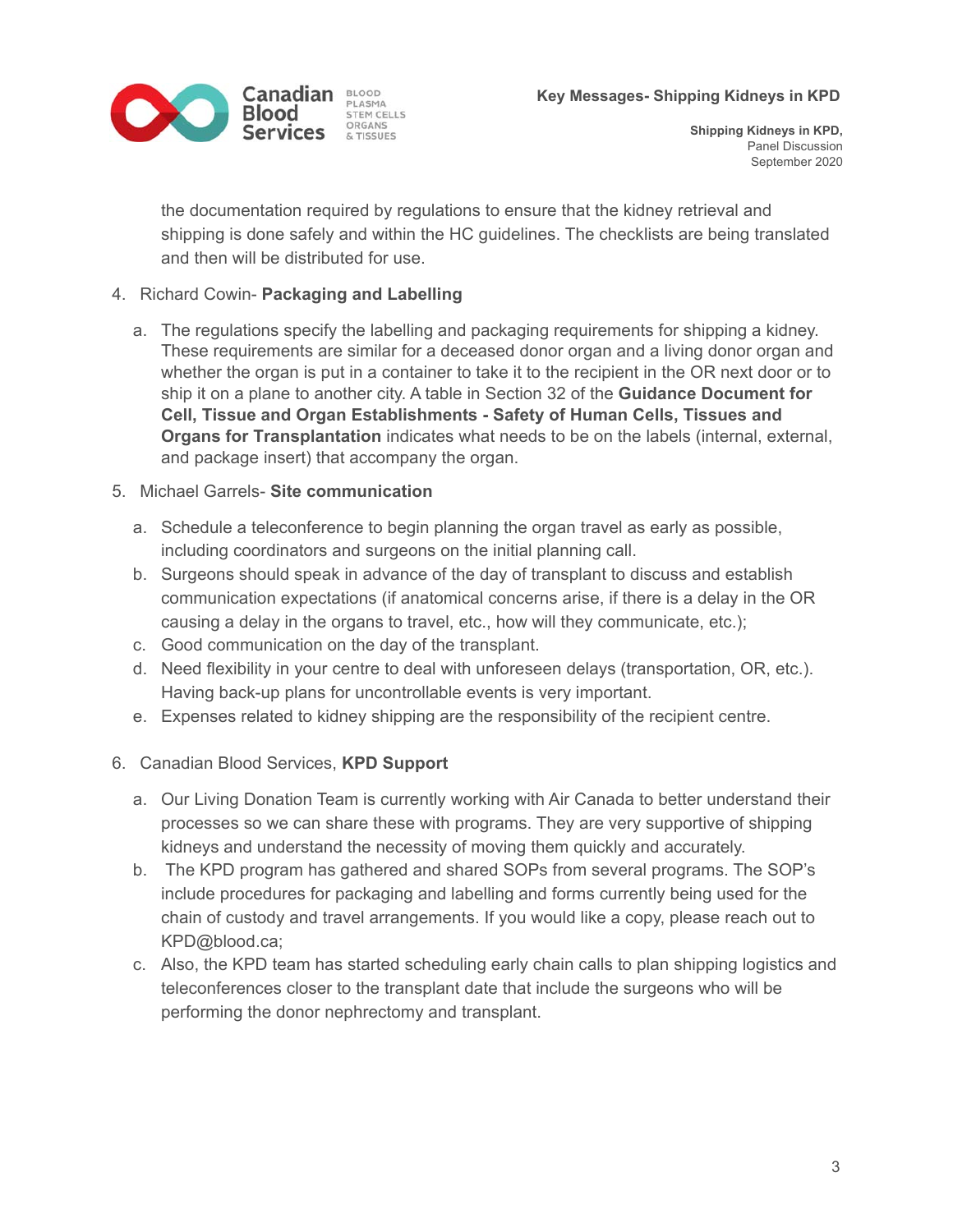the documentation required by regulations to ensure that the kidney retrieval and shipping is done safely and within the HC guidelines. The checklists are being translated and then will be distributed for use.

4. Richard Cowin- **Packaging and Labelling**
   a. The regulations specify the labelling and packaging requirements for shipping a kidney. These requirements are similar for a deceased donor organ and a living donor organ and whether the organ is put in a container to take it to the recipient in the OR next door or to ship it on a plane to another city. A table in Section 32 of the **Guidance Document for Cell, Tissue and Organ Establishments - Safety of Human Cells, Tissues and Organs for Transplantation** indicates what needs to be on the labels (internal, external, and package insert) that accompany the organ.

5. Michael Garrels- **Site communication**
   a. Schedule a teleconference to begin planning the organ travel as early as possible, including coordinators and surgeons on the initial planning call.
   b. Surgeons should speak in advance of the day of transplant to discuss and establish communication expectations (if anatomical concerns arise, if there is a delay in the OR causing a delay in the organs to travel, etc., how will they communicate, etc.);
   c. Good communication on the day of the transplant.
   d. Need flexibility in your centre to deal with unforeseen delays (transportation, OR, etc.). Having back-up plans for uncontrollable events is very important.
   e. Expenses related to kidney shipping are the responsibility of the recipient centre.

6. Canadian Blood Services, **KPD Support**
   a. Our Living Donation Team is currently working with Air Canada to better understand their processes so we can share these with programs. They are very supportive of shipping kidneys and understand the necessity of moving them quickly and accurately.
   b. The KPD program has gathered and shared SOPs from several programs. The SOP's include procedures for packaging and labelling and forms currently being used for the chain of custody and travel arrangements. If you would like a copy, please reach out to KPD@blood.ca;
   c. Also, the KPD team has started scheduling early chain calls to plan shipping logistics and teleconferences closer to the transplant date that include the surgeons who will be performing the donor nephrectomy and transplant.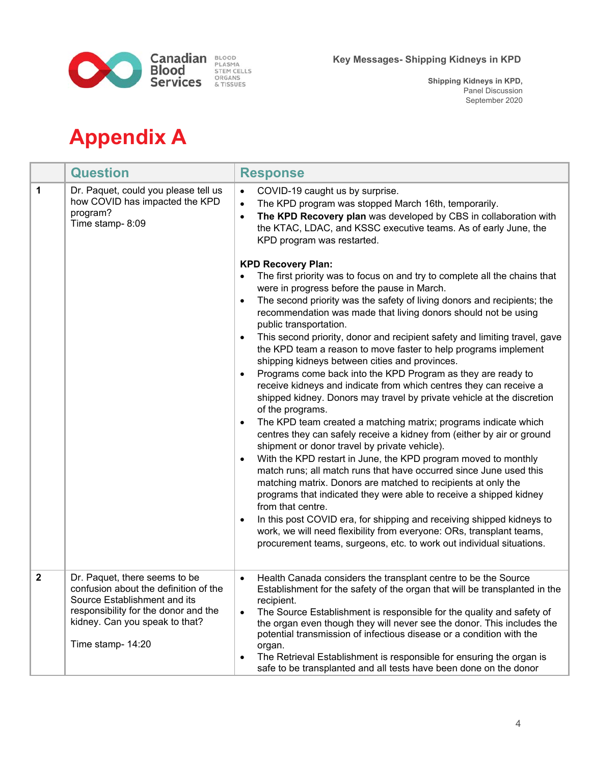# Appendix A

| | Question | Response |
|---|---|---|
| **1** | Dr. Paquet, could you please tell us how COVID has impacted the KPD program?<br>Time stamp- 8:09 | • COVID-19 caught us by surprise.<br>• The KPD program was stopped March 16th, temporarily.<br>• **The KPD Recovery plan** was developed by CBS in collaboration with the KTAC, LDAC, and KSSC executive teams. As of early June, the KPD program was restarted.<br><br>**KPD Recovery Plan:**<br>• The first priority was to focus on and try to complete all the chains that were in progress before the pause in March.<br>• The second priority was the safety of living donors and recipients; the recommendation was made that living donors should not be using public transportation.<br>• This second priority, donor and recipient safety and limiting travel, gave the KPD team a reason to move faster to help programs implement shipping kidneys between cities and provinces.<br>• Programs come back into the KPD Program as they are ready to receive kidneys and indicate from which centres they can receive a shipped kidney. Donors may travel by private vehicle at the discretion of the programs.<br>• The KPD team created a matching matrix; programs indicate which centres they can safely receive a kidney from (either by air or ground shipment or donor travel by private vehicle).<br>• With the KPD restart in June, the KPD program moved to monthly match runs; all match runs that have occurred since June used this matching matrix. Donors are matched to recipients at only the programs that indicated they were able to receive a shipped kidney from that centre.<br>• In this post COVID era, for shipping and receiving shipped kidneys to work, we will need flexibility from everyone: ORs, transplant teams, procurement teams, surgeons, etc. to work out individual situations. |
| **2** | Dr. Paquet, there seems to be confusion about the definition of the Source Establishment and its responsibility for the donor and the kidney. Can you speak to that?<br><br>Time stamp- 14:20 | • Health Canada considers the transplant centre to be the Source Establishment for the safety of the organ that will be transplanted in the recipient.<br>• The Source Establishment is responsible for the quality and safety of the organ even though they will never see the donor. This includes the potential transmission of infectious disease or a condition with the organ.<br>• The Retrieval Establishment is responsible for ensuring the organ is safe to be transplanted and all tests have been done on the donor |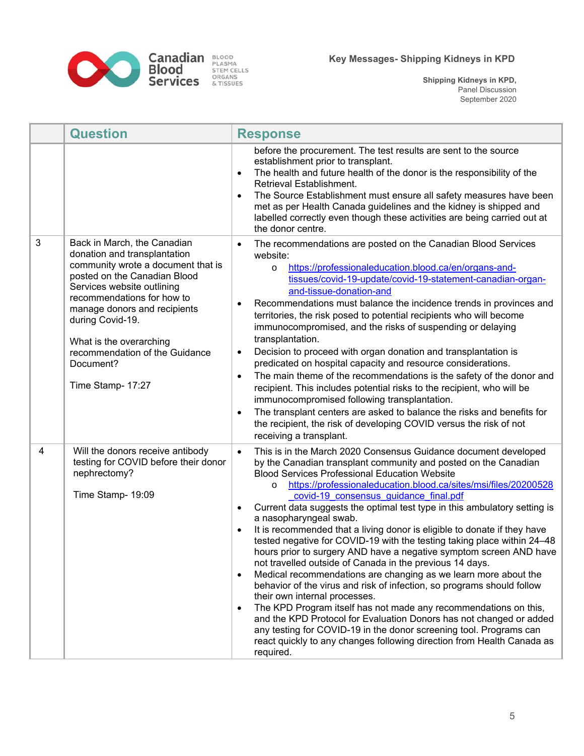| | Question | Response |
|---|---|---|
| | | before the procurement. The test results are sent to the source establishment prior to transplant.<br>• The health and future health of the donor is the responsibility of the Retrieval Establishment.<br>• The Source Establishment must ensure all safety measures have been met as per Health Canada guidelines and the kidney is shipped and labelled correctly even though these activities are being carried out at the donor centre. |
| 3 | Back in March, the Canadian donation and transplantation community wrote a document that is posted on the Canadian Blood Services website outlining recommendations for how to manage donors and recipients during Covid-19.<br><br>What is the overarching recommendation of the Guidance Document?<br><br>Time Stamp- 17:27 | • The recommendations are posted on the Canadian Blood Services website:<br>  o https://professionaleducation.blood.ca/en/organs-and-tissues/covid-19-update/covid-19-statement-canadian-organ-and-tissue-donation-and<br>• Recommendations must balance the incidence trends in provinces and territories, the risk posed to potential recipients who will become immunocompromised, and the risks of suspending or delaying transplantation.<br>• Decision to proceed with organ donation and transplantation is predicated on hospital capacity and resource considerations.<br>• The main theme of the recommendations is the safety of the donor and recipient. This includes potential risks to the recipient, who will be immunocompromised following transplantation.<br>• The transplant centers are asked to balance the risks and benefits for the recipient, the risk of developing COVID versus the risk of not receiving a transplant. |
| 4 | Will the donors receive antibody testing for COVID before their donor nephrectomy?<br><br>Time Stamp- 19:09 | • This is in the March 2020 Consensus Guidance document developed by the Canadian transplant community and posted on the Canadian Blood Services Professional Education Website<br>  o https://professionaleducation.blood.ca/sites/msi/files/20200528_covid-19_consensus_guidance_final.pdf<br>• Current data suggests the optimal test type in this ambulatory setting is a nasopharyngeal swab.<br>• It is recommended that a living donor is eligible to donate if they have tested negative for COVID-19 with the testing taking place within 24–48 hours prior to surgery AND have a negative symptom screen AND have not travelled outside of Canada in the previous 14 days.<br>• Medical recommendations are changing as we learn more about the behavior of the virus and risk of infection, so programs should follow their own internal processes.<br>• The KPD Program itself has not made any recommendations on this, and the KPD Protocol for Evaluation Donors has not changed or added any testing for COVID-19 in the donor screening tool. Programs can react quickly to any changes following direction from Health Canada as required. |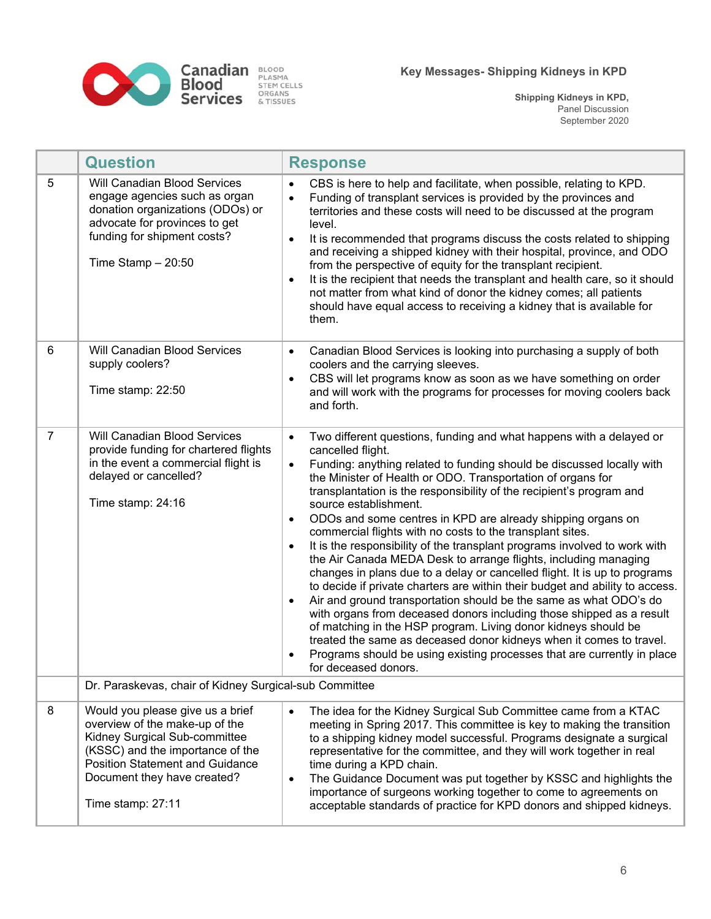| | Question | Response |
|---|---|---|
| 5 | Will Canadian Blood Services engage agencies such as organ donation organizations (ODOs) or advocate for provinces to get funding for shipment costs?<br><br>Time Stamp – 20:50 | • CBS is here to help and facilitate, when possible, relating to KPD.<br>• Funding of transplant services is provided by the provinces and territories and these costs will need to be discussed at the program level.<br>• It is recommended that programs discuss the costs related to shipping and receiving a shipped kidney with their hospital, province, and ODO from the perspective of equity for the transplant recipient.<br>• It is the recipient that needs the transplant and health care, so it should not matter from what kind of donor the kidney comes; all patients should have equal access to receiving a kidney that is available for them. |
| 6 | Will Canadian Blood Services supply coolers?<br><br>Time stamp: 22:50 | • Canadian Blood Services is looking into purchasing a supply of both coolers and the carrying sleeves.<br>• CBS will let programs know as soon as we have something on order and will work with the programs for processes for moving coolers back and forth. |
| 7 | Will Canadian Blood Services provide funding for chartered flights in the event a commercial flight is delayed or cancelled?<br><br>Time stamp: 24:16 | • Two different questions, funding and what happens with a delayed or cancelled flight.<br>• Funding: anything related to funding should be discussed locally with the Minister of Health or ODO. Transportation of organs for transplantation is the responsibility of the recipient's program and source establishment.<br>• ODOs and some centres in KPD are already shipping organs on commercial flights with no costs to the transplant sites.<br>• It is the responsibility of the transplant programs involved to work with the Air Canada MEDA Desk to arrange flights, including managing changes in plans due to a delay or cancelled flight. It is up to programs to decide if private charters are within their budget and ability to access.<br>• Air and ground transportation should be the same as what ODO's do with organs from deceased donors including those shipped as a result of matching in the HSP program. Living donor kidneys should be treated the same as deceased donor kidneys when it comes to travel.<br>• Programs should be using existing processes that are currently in place for deceased donors. |
| | Dr. Paraskevas, chair of Kidney Surgical-sub Committee | |
| 8 | Would you please give us a brief overview of the make-up of the Kidney Surgical Sub-committee (KSSC) and the importance of the Position Statement and Guidance Document they have created?<br><br>Time stamp: 27:11 | • The idea for the Kidney Surgical Sub Committee came from a KTAC meeting in Spring 2017. This committee is key to making the transition to a shipping kidney model successful. Programs designate a surgical representative for the committee, and they will work together in real time during a KPD chain.<br>• The Guidance Document was put together by KSSC and highlights the importance of surgeons working together to come to agreements on acceptable standards of practice for KPD donors and shipped kidneys. |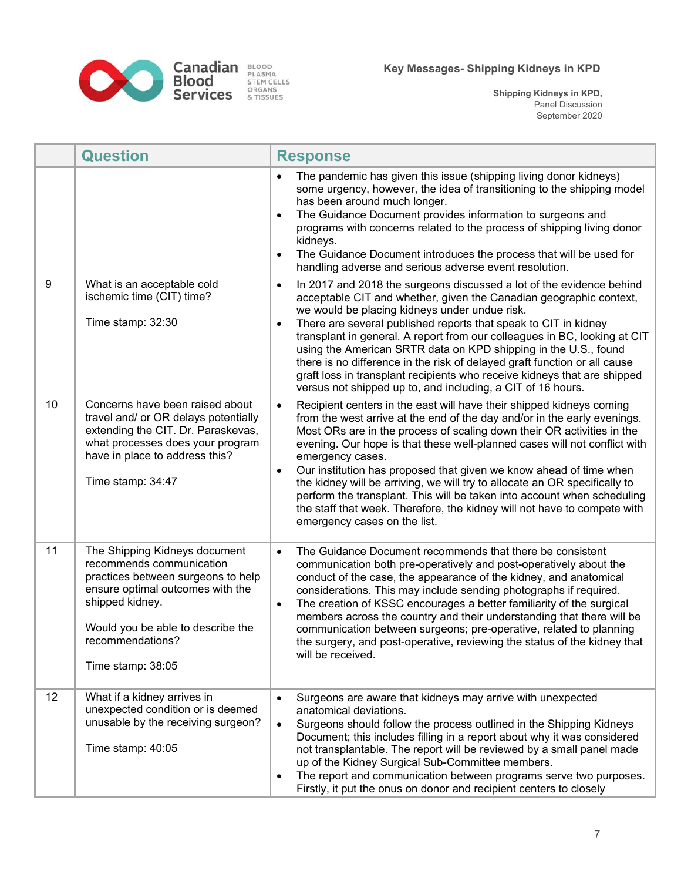| | Question | Response |
|---|---|---|
| | | • The pandemic has given this issue (shipping living donor kidneys) some urgency, however, the idea of transitioning to the shipping model has been around much longer.<br>• The Guidance Document provides information to surgeons and programs with concerns related to the process of shipping living donor kidneys.<br>• The Guidance Document introduces the process that will be used for handling adverse and serious adverse event resolution. |
| 9 | What is an acceptable cold ischemic time (CIT) time?<br><br>Time stamp: 32:30 | • In 2017 and 2018 the surgeons discussed a lot of the evidence behind acceptable CIT and whether, given the Canadian geographic context, we would be placing kidneys under undue risk.<br>• There are several published reports that speak to CIT in kidney transplant in general. A report from our colleagues in BC, looking at CIT using the American SRTR data on KPD shipping in the U.S., found there is no difference in the risk of delayed graft function or all cause graft loss in transplant recipients who receive kidneys that are shipped versus not shipped up to, and including, a CIT of 16 hours. |
| 10 | Concerns have been raised about travel and/ or OR delays potentially extending the CIT. Dr. Paraskevas, what processes does your program have in place to address this?<br><br>Time stamp: 34:47 | • Recipient centers in the east will have their shipped kidneys coming from the west arrive at the end of the day and/or in the early evenings. Most ORs are in the process of scaling down their OR activities in the evening. Our hope is that these well-planned cases will not conflict with emergency cases.<br>• Our institution has proposed that given we know ahead of time when the kidney will be arriving, we will try to allocate an OR specifically to perform the transplant. This will be taken into account when scheduling the staff that week. Therefore, the kidney will not have to compete with emergency cases on the list. |
| 11 | The Shipping Kidneys document recommends communication practices between surgeons to help ensure optimal outcomes with the shipped kidney.<br><br>Would you be able to describe the recommendations?<br><br>Time stamp: 38:05 | • The Guidance Document recommends that there be consistent communication both pre-operatively and post-operatively about the conduct of the case, the appearance of the kidney, and anatomical considerations. This may include sending photographs if required.<br>• The creation of KSSC encourages a better familiarity of the surgical members across the country and their understanding that there will be communication between surgeons; pre-operative, related to planning the surgery, and post-operative, reviewing the status of the kidney that will be received. |
| 12 | What if a kidney arrives in unexpected condition or is deemed unusable by the receiving surgeon?<br><br>Time stamp: 40:05 | • Surgeons are aware that kidneys may arrive with unexpected anatomical deviations.<br>• Surgeons should follow the process outlined in the Shipping Kidneys Document; this includes filling in a report about why it was considered not transplantable. The report will be reviewed by a small panel made up of the Kidney Surgical Sub-Committee members.<br>• The report and communication between programs serve two purposes. Firstly, it put the onus on donor and recipient centers to closely |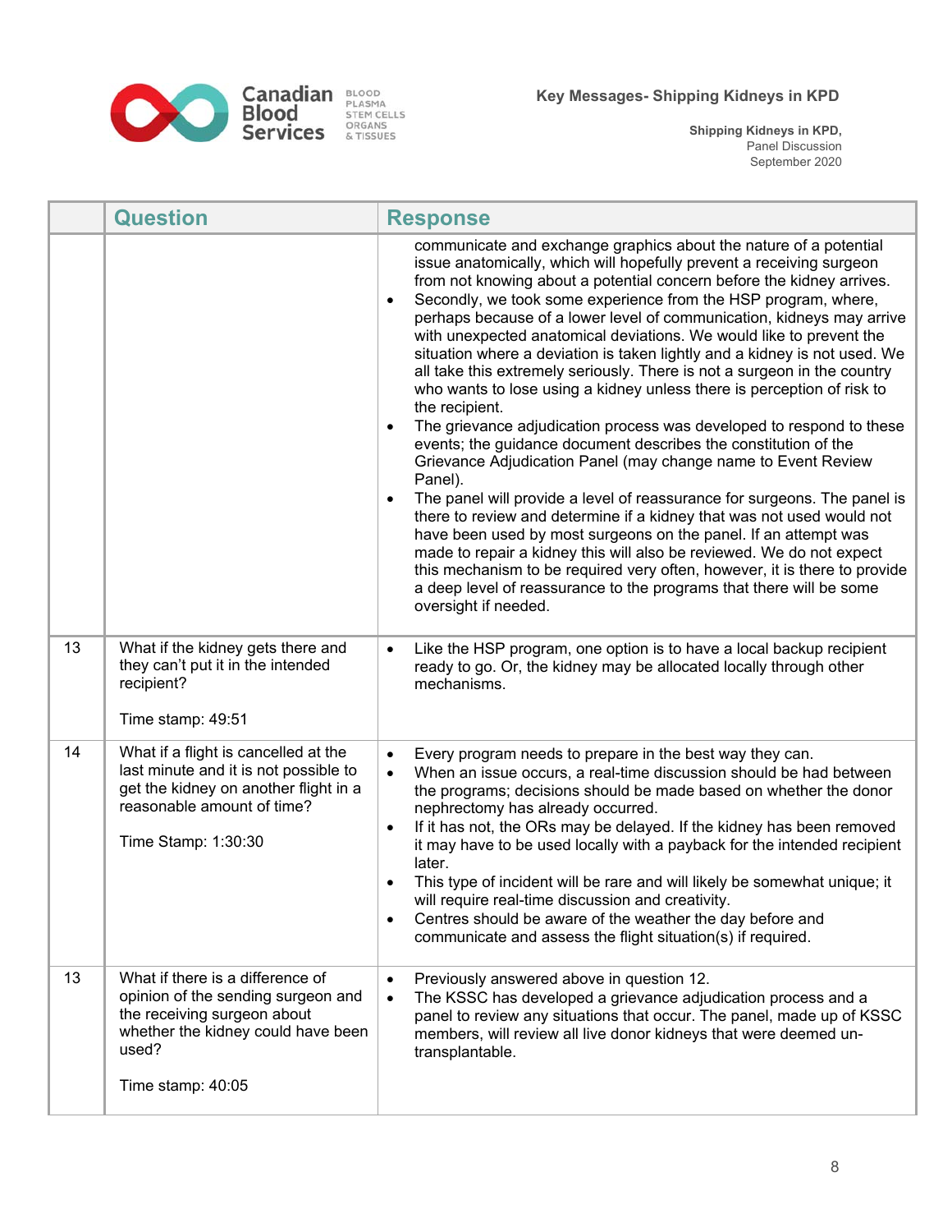| | Question | Response |
|---|---|---|
| | | communicate and exchange graphics about the nature of a potential issue anatomically, which will hopefully prevent a receiving surgeon from not knowing about a potential concern before the kidney arrives.<br>• Secondly, we took some experience from the HSP program, where, perhaps because of a lower level of communication, kidneys may arrive with unexpected anatomical deviations. We would like to prevent the situation where a deviation is taken lightly and a kidney is not used. We all take this extremely seriously. There is not a surgeon in the country who wants to lose using a kidney unless there is perception of risk to the recipient.<br>• The grievance adjudication process was developed to respond to these events; the guidance document describes the constitution of the Grievance Adjudication Panel (may change name to Event Review Panel).<br>• The panel will provide a level of reassurance for surgeons. The panel is there to review and determine if a kidney that was not used would not have been used by most surgeons on the panel. If an attempt was made to repair a kidney this will also be reviewed. We do not expect this mechanism to be required very often, however, it is there to provide a deep level of reassurance to the programs that there will be some oversight if needed. |
| 13 | What if the kidney gets there and they can't put it in the intended recipient?<br><br>Time stamp: 49:51 | • Like the HSP program, one option is to have a local backup recipient ready to go. Or, the kidney may be allocated locally through other mechanisms. |
| 14 | What if a flight is cancelled at the last minute and it is not possible to get the kidney on another flight in a reasonable amount of time?<br><br>Time Stamp: 1:30:30 | • Every program needs to prepare in the best way they can.<br>• When an issue occurs, a real-time discussion should be had between the programs; decisions should be made based on whether the donor nephrectomy has already occurred.<br>• If it has not, the ORs may be delayed. If the kidney has been removed it may have to be used locally with a payback for the intended recipient later.<br>• This type of incident will be rare and will likely be somewhat unique; it will require real-time discussion and creativity.<br>• Centres should be aware of the weather the day before and communicate and assess the flight situation(s) if required. |
| 13 | What if there is a difference of opinion of the sending surgeon and the receiving surgeon about whether the kidney could have been used?<br><br>Time stamp: 40:05 | • Previously answered above in question 12.<br>• The KSSC has developed a grievance adjudication process and a panel to review any situations that occur. The panel, made up of KSSC members, will review all live donor kidneys that were deemed un-transplantable. |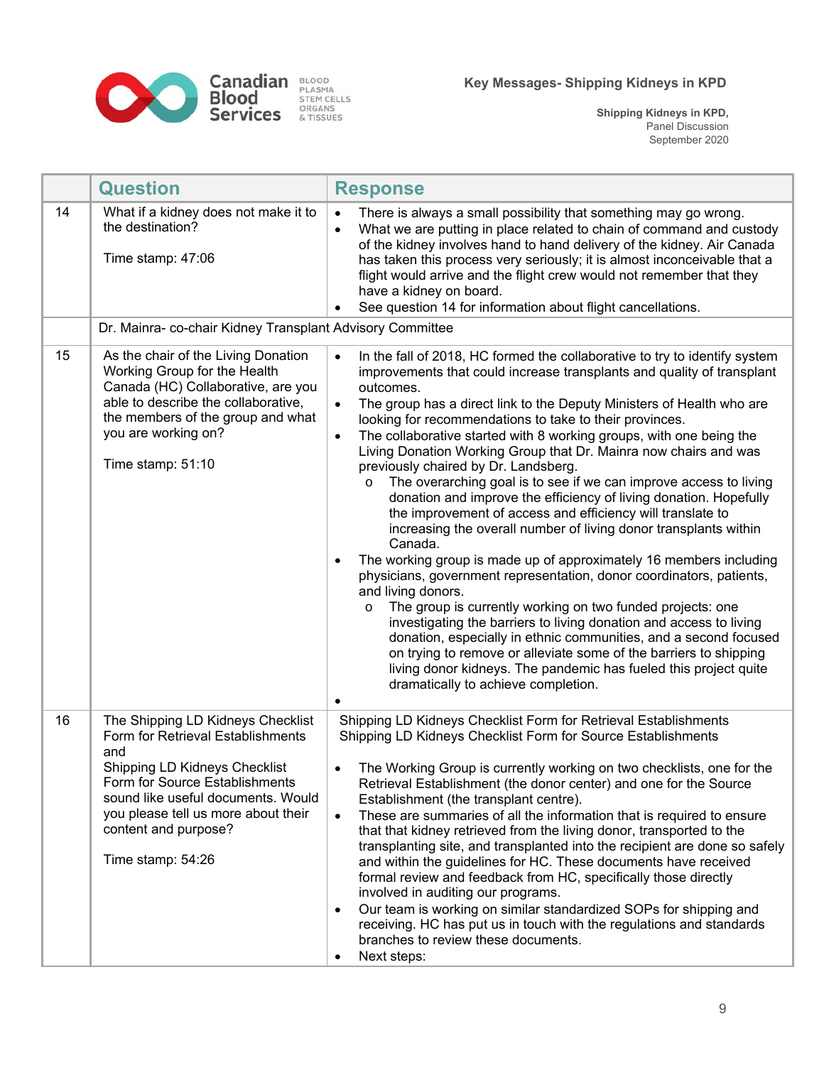| | Question | Response |
|---|---|---|
| 14 | What if a kidney does not make it to the destination?<br><br>Time stamp: 47:06 | • There is always a small possibility that something may go wrong.<br>• What we are putting in place related to chain of command and custody of the kidney involves hand to hand delivery of the kidney. Air Canada has taken this process very seriously; it is almost inconceivable that a flight would arrive and the flight crew would not remember that they have a kidney on board.<br>• See question 14 for information about flight cancellations. |
| | Dr. Mainra- co-chair Kidney Transplant Advisory Committee | |
| 15 | As the chair of the Living Donation Working Group for the Health Canada (HC) Collaborative, are you able to describe the collaborative, the members of the group and what you are working on?<br><br>Time stamp: 51:10 | • In the fall of 2018, HC formed the collaborative to try to identify system improvements that could increase transplants and quality of transplant outcomes.<br>• The group has a direct link to the Deputy Ministers of Health who are looking for recommendations to take to their provinces.<br>• The collaborative started with 8 working groups, with one being the Living Donation Working Group that Dr. Mainra now chairs and was previously chaired by Dr. Landsberg.<br>&nbsp;&nbsp;o The overarching goal is to see if we can improve access to living donation and improve the efficiency of living donation. Hopefully the improvement of access and efficiency will translate to increasing the overall number of living donor transplants within Canada.<br>• The working group is made up of approximately 16 members including physicians, government representation, donor coordinators, patients, and living donors.<br>&nbsp;&nbsp;o The group is currently working on two funded projects: one investigating the barriers to living donation and access to living donation, especially in ethnic communities, and a second focused on trying to remove or alleviate some of the barriers to shipping living donor kidneys. The pandemic has fueled this project quite dramatically to achieve completion.<br>• |
| 16 | The Shipping LD Kidneys Checklist Form for Retrieval Establishments and<br>Shipping LD Kidneys Checklist Form for Source Establishments sound like useful documents. Would you please tell us more about their content and purpose?<br><br>Time stamp: 54:26 | Shipping LD Kidneys Checklist Form for Retrieval Establishments<br>Shipping LD Kidneys Checklist Form for Source Establishments<br><br>• The Working Group is currently working on two checklists, one for the Retrieval Establishment (the donor center) and one for the Source Establishment (the transplant centre).<br>• These are summaries of all the information that is required to ensure that that kidney retrieved from the living donor, transported to the transplanting site, and transplanted into the recipient are done so safely and within the guidelines for HC. These documents have received formal review and feedback from HC, specifically those directly involved in auditing our programs.<br>• Our team is working on similar standardized SOPs for shipping and receiving. HC has put us in touch with the regulations and standards branches to review these documents.<br>• Next steps: |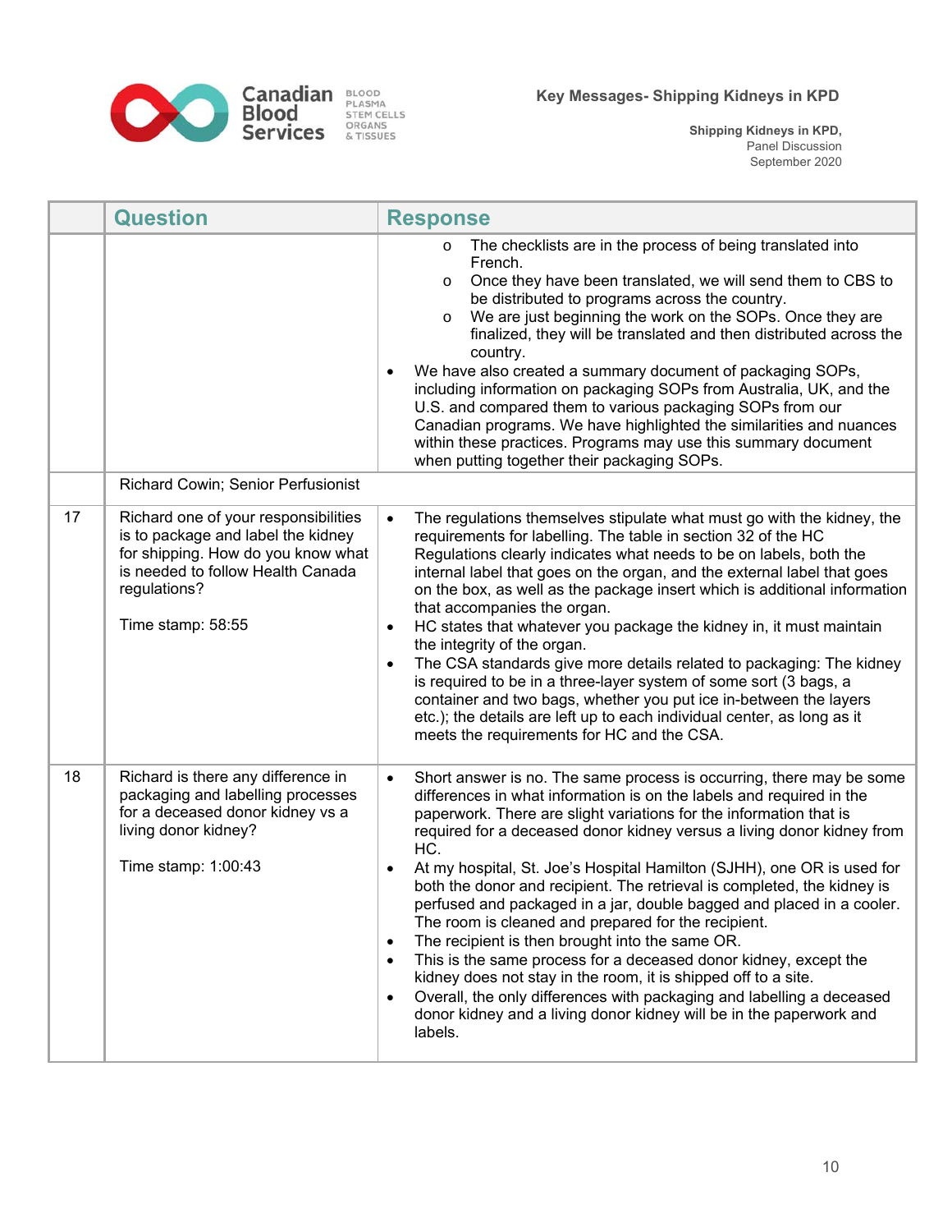| | Question | Response |
|---|---|---|
| | | o The checklists are in the process of being translated into French.<br>o Once they have been translated, we will send them to CBS to be distributed to programs across the country.<br>o We are just beginning the work on the SOPs. Once they are finalized, they will be translated and then distributed across the country.<br>• We have also created a summary document of packaging SOPs, including information on packaging SOPs from Australia, UK, and the U.S. and compared them to various packaging SOPs from our Canadian programs. We have highlighted the similarities and nuances within these practices. Programs may use this summary document when putting together their packaging SOPs. |
| | Richard Cowin; Senior Perfusionist | |
| 17 | Richard one of your responsibilities is to package and label the kidney for shipping. How do you know what is needed to follow Health Canada regulations?<br><br>Time stamp: 58:55 | • The regulations themselves stipulate what must go with the kidney, the requirements for labelling. The table in section 32 of the HC Regulations clearly indicates what needs to be on labels, both the internal label that goes on the organ, and the external label that goes on the box, as well as the package insert which is additional information that accompanies the organ.<br>• HC states that whatever you package the kidney in, it must maintain the integrity of the organ.<br>• The CSA standards give more details related to packaging: The kidney is required to be in a three-layer system of some sort (3 bags, a container and two bags, whether you put ice in-between the layers etc.); the details are left up to each individual center, as long as it meets the requirements for HC and the CSA. |
| 18 | Richard is there any difference in packaging and labelling processes for a deceased donor kidney vs a living donor kidney?<br><br>Time stamp: 1:00:43 | • Short answer is no. The same process is occurring, there may be some differences in what information is on the labels and required in the paperwork. There are slight variations for the information that is required for a deceased donor kidney versus a living donor kidney from HC.<br>• At my hospital, St. Joe's Hospital Hamilton (SJHH), one OR is used for both the donor and recipient. The retrieval is completed, the kidney is perfused and packaged in a jar, double bagged and placed in a cooler. The room is cleaned and prepared for the recipient.<br>• The recipient is then brought into the same OR.<br>• This is the same process for a deceased donor kidney, except the kidney does not stay in the room, it is shipped off to a site.<br>• Overall, the only differences with packaging and labelling a deceased donor kidney and a living donor kidney will be in the paperwork and labels. |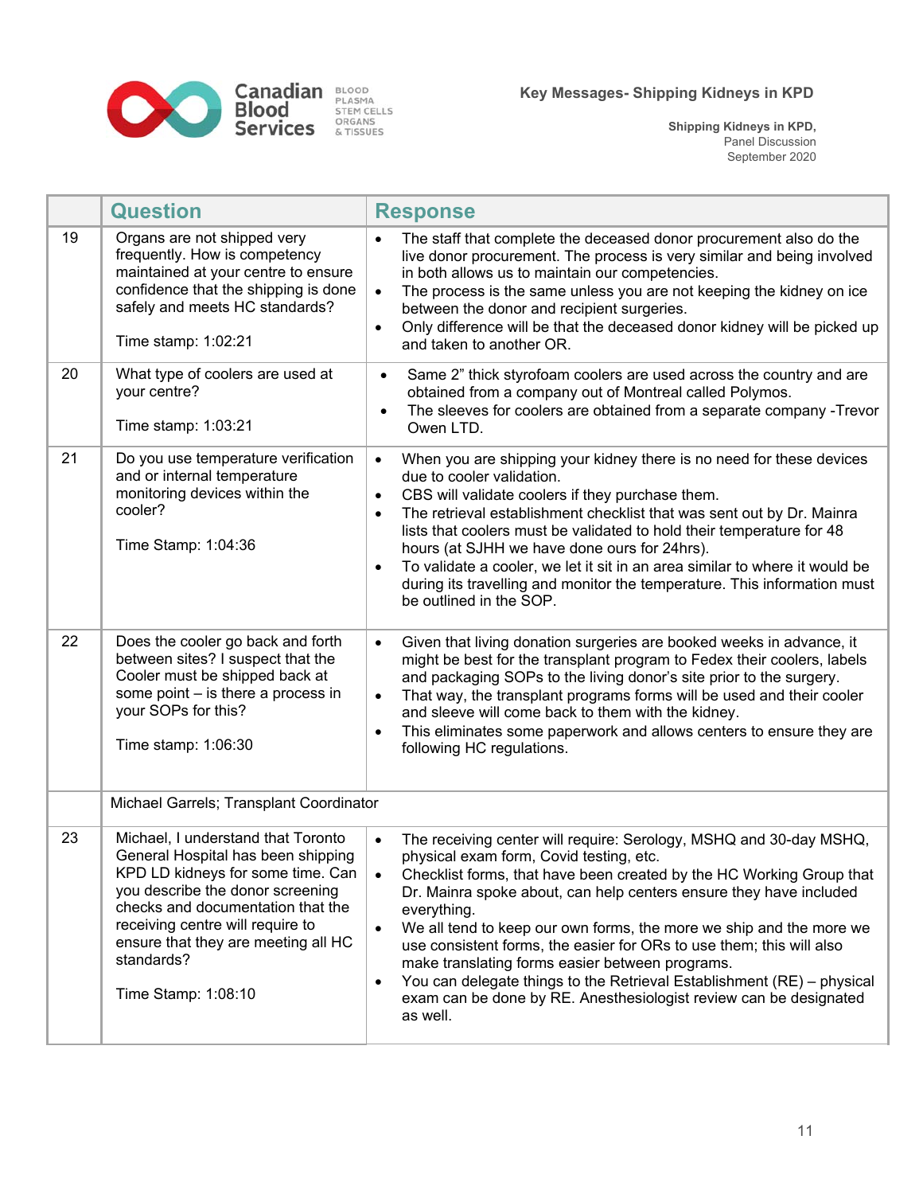| | Question | Response |
|---|---|---|
| 19 | Organs are not shipped very frequently. How is competency maintained at your centre to ensure confidence that the shipping is done safely and meets HC standards?<br><br>Time stamp: 1:02:21 | • The staff that complete the deceased donor procurement also do the live donor procurement. The process is very similar and being involved in both allows us to maintain our competencies.<br>• The process is the same unless you are not keeping the kidney on ice between the donor and recipient surgeries.<br>• Only difference will be that the deceased donor kidney will be picked up and taken to another OR. |
| 20 | What type of coolers are used at your centre?<br><br>Time stamp: 1:03:21 | • Same 2" thick styrofoam coolers are used across the country and are obtained from a company out of Montreal called Polymos.<br>• The sleeves for coolers are obtained from a separate company -Trevor Owen LTD. |
| 21 | Do you use temperature verification and or internal temperature monitoring devices within the cooler?<br><br>Time Stamp: 1:04:36 | • When you are shipping your kidney there is no need for these devices due to cooler validation.<br>• CBS will validate coolers if they purchase them.<br>• The retrieval establishment checklist that was sent out by Dr. Mainra lists that coolers must be validated to hold their temperature for 48 hours (at SJHH we have done ours for 24hrs).<br>• To validate a cooler, we let it sit in an area similar to where it would be during its travelling and monitor the temperature. This information must be outlined in the SOP. |
| 22 | Does the cooler go back and forth between sites? I suspect that the Cooler must be shipped back at some point – is there a process in your SOPs for this?<br><br>Time stamp: 1:06:30 | • Given that living donation surgeries are booked weeks in advance, it might be best for the transplant program to Fedex their coolers, labels and packaging SOPs to the living donor's site prior to the surgery.<br>• That way, the transplant programs forms will be used and their cooler and sleeve will come back to them with the kidney.<br>• This eliminates some paperwork and allows centers to ensure they are following HC regulations. |
| | Michael Garrels; Transplant Coordinator | |
| 23 | Michael, I understand that Toronto General Hospital has been shipping KPD LD kidneys for some time. Can you describe the donor screening checks and documentation that the receiving centre will require to ensure that they are meeting all HC standards?<br><br>Time Stamp: 1:08:10 | • The receiving center will require: Serology, MSHQ and 30-day MSHQ, physical exam form, Covid testing, etc.<br>• Checklist forms, that have been created by the HC Working Group that Dr. Mainra spoke about, can help centers ensure they have included everything.<br>• We all tend to keep our own forms, the more we ship and the more we use consistent forms, the easier for ORs to use them; this will also make translating forms easier between programs.<br>• You can delegate things to the Retrieval Establishment (RE) – physical exam can be done by RE. Anesthesiologist review can be designated as well. |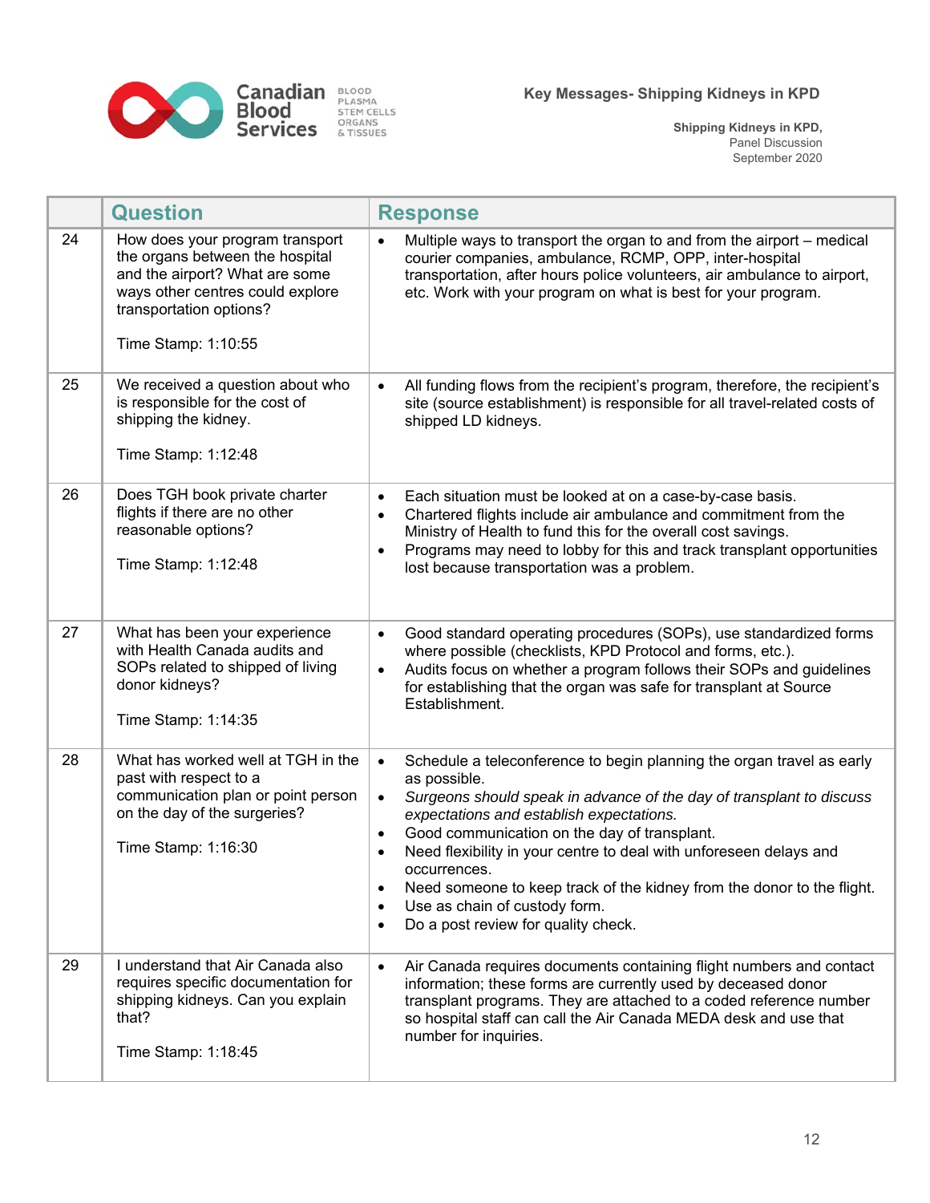|  | Question | Response |
|---|---|---|
| 24 | How does your program transport the organs between the hospital and the airport? What are some ways other centres could explore transportation options?<br><br>Time Stamp: 1:10:55 | • Multiple ways to transport the organ to and from the airport – medical courier companies, ambulance, RCMP, OPP, inter-hospital transportation, after hours police volunteers, air ambulance to airport, etc. Work with your program on what is best for your program. |
| 25 | We received a question about who is responsible for the cost of shipping the kidney.<br><br>Time Stamp: 1:12:48 | • All funding flows from the recipient's program, therefore, the recipient's site (source establishment) is responsible for all travel-related costs of shipped LD kidneys. |
| 26 | Does TGH book private charter flights if there are no other reasonable options?<br><br>Time Stamp: 1:12:48 | • Each situation must be looked at on a case-by-case basis.<br>• Chartered flights include air ambulance and commitment from the Ministry of Health to fund this for the overall cost savings.<br>• Programs may need to lobby for this and track transplant opportunities lost because transportation was a problem. |
| 27 | What has been your experience with Health Canada audits and SOPs related to shipped of living donor kidneys?<br><br>Time Stamp: 1:14:35 | • Good standard operating procedures (SOPs), use standardized forms where possible (checklists, KPD Protocol and forms, etc.).<br>• Audits focus on whether a program follows their SOPs and guidelines for establishing that the organ was safe for transplant at Source Establishment. |
| 28 | What has worked well at TGH in the past with respect to a communication plan or point person on the day of the surgeries?<br><br>Time Stamp: 1:16:30 | • Schedule a teleconference to begin planning the organ travel as early as possible.<br>• *Surgeons should speak in advance of the day of transplant to discuss expectations and establish expectations.*<br>• Good communication on the day of transplant.<br>• Need flexibility in your centre to deal with unforeseen delays and occurrences.<br>• Need someone to keep track of the kidney from the donor to the flight.<br>• Use as chain of custody form.<br>• Do a post review for quality check. |
| 29 | I understand that Air Canada also requires specific documentation for shipping kidneys. Can you explain that?<br><br>Time Stamp: 1:18:45 | • Air Canada requires documents containing flight numbers and contact information; these forms are currently used by deceased donor transplant programs. They are attached to a coded reference number so hospital staff can call the Air Canada MEDA desk and use that number for inquiries. |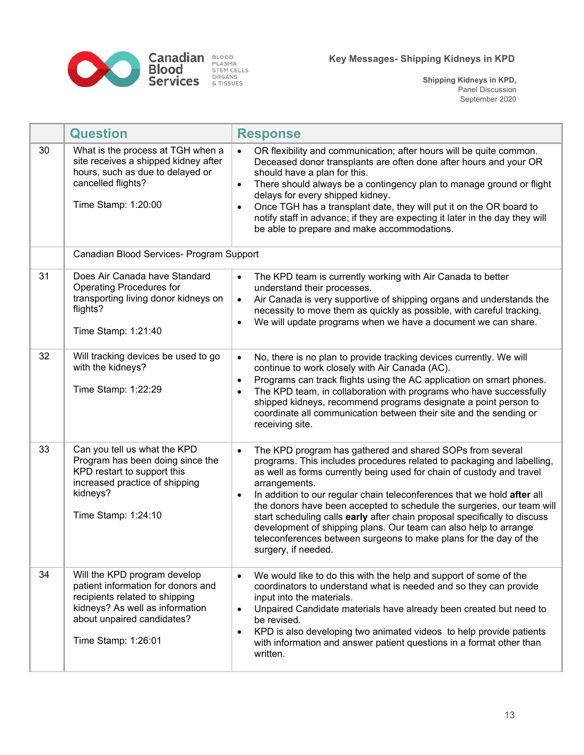| | Question | Response |
|---|---|---|
| 30 | What is the process at TGH when a site receives a shipped kidney after hours, such as due to delayed or cancelled flights?<br><br>Time Stamp: 1:20:00 | • OR flexibility and communication; after hours will be quite common. Deceased donor transplants are often done after hours and your OR should have a plan for this.<br>• There should always be a contingency plan to manage ground or flight delays for every shipped kidney.<br>• Once TGH has a transplant date, they will put it on the OR board to notify staff in advance; if they are expecting it later in the day they will be able to prepare and make accommodations. |
| | Canadian Blood Services- Program Support | |
| 31 | Does Air Canada have Standard Operating Procedures for transporting living donor kidneys on flights?<br><br>Time Stamp: 1:21:40 | • The KPD team is currently working with Air Canada to better understand their processes.<br>• Air Canada is very supportive of shipping organs and understands the necessity to move them as quickly as possible, with careful tracking.<br>• We will update programs when we have a document we can share. |
| 32 | Will tracking devices be used to go with the kidneys?<br><br>Time Stamp: 1:22:29 | • No, there is no plan to provide tracking devices currently. We will continue to work closely with Air Canada (AC).<br>• Programs can track flights using the AC application on smart phones.<br>• The KPD team, in collaboration with programs who have successfully shipped kidneys, recommend programs designate a point person to coordinate all communication between their site and the sending or receiving site. |
| 33 | Can you tell us what the KPD Program has been doing since the KPD restart to support this increased practice of shipping kidneys?<br><br>Time Stamp: 1:24:10 | • The KPD program has gathered and shared SOPs from several programs. This includes procedures related to packaging and labelling, as well as forms currently being used for chain of custody and travel arrangements.<br>• In addition to our regular chain teleconferences that we hold **after** all the donors have been accepted to schedule the surgeries, our team will start scheduling calls **early** after chain proposal specifically to discuss development of shipping plans. Our team can also help to arrange teleconferences between surgeons to make plans for the day of the surgery, if needed. |
| 34 | Will the KPD program develop patient information for donors and recipients related to shipping kidneys? As well as information about unpaired candidates?<br><br>Time Stamp: 1:26:01 | • We would like to do this with the help and support of some of the coordinators to understand what is needed and so they can provide input into the materials.<br>• Unpaired Candidate materials have already been created but need to be revised.<br>• KPD is also developing two animated videos to help provide patients with information and answer patient questions in a format other than written. |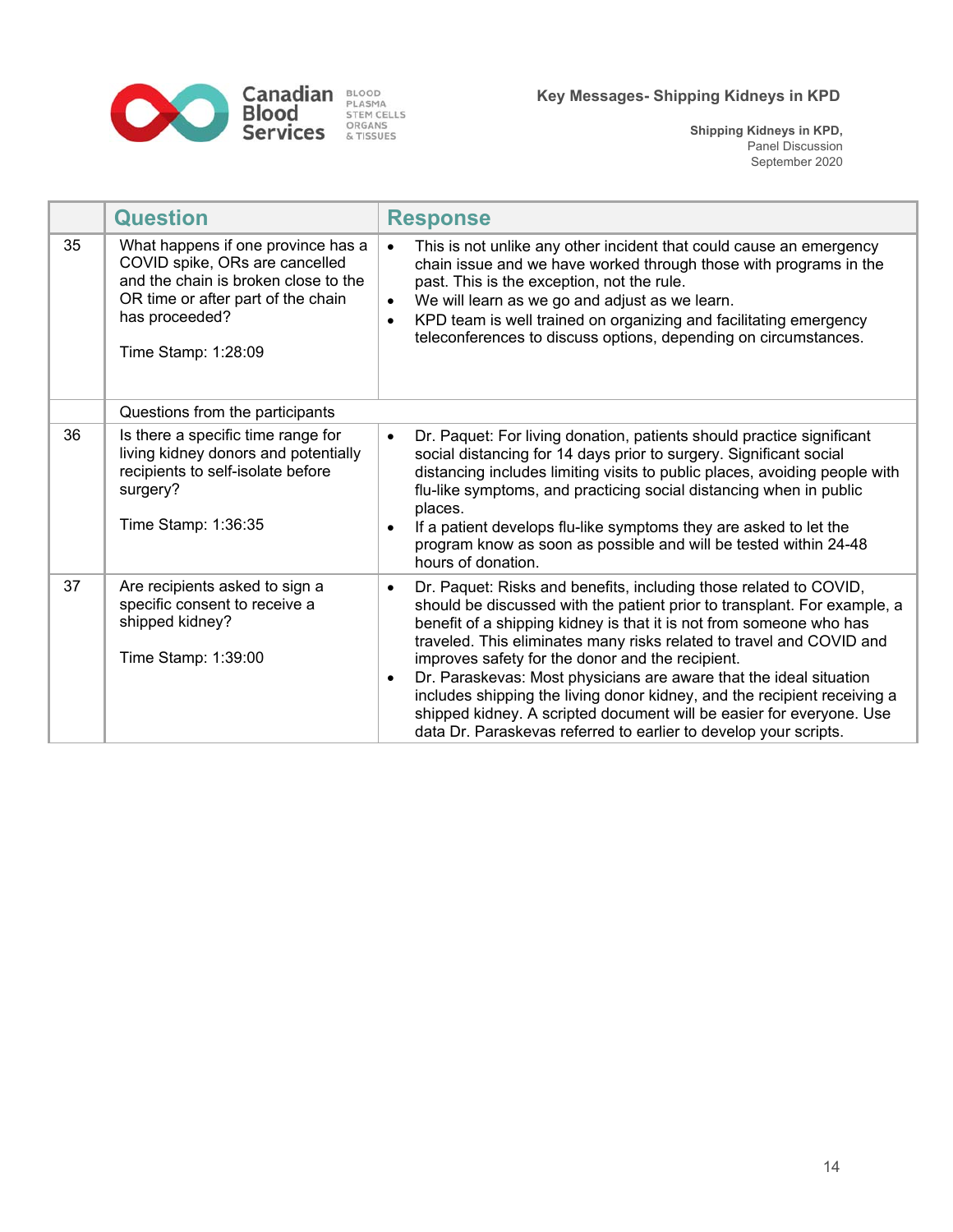| | Question | Response |
|---|---|---|
| 35 | What happens if one province has a COVID spike, ORs are cancelled and the chain is broken close to the OR time or after part of the chain has proceeded?<br><br>Time Stamp: 1:28:09 | • This is not unlike any other incident that could cause an emergency chain issue and we have worked through those with programs in the past. This is the exception, not the rule.<br>• We will learn as we go and adjust as we learn.<br>• KPD team is well trained on organizing and facilitating emergency teleconferences to discuss options, depending on circumstances. |
| | Questions from the participants | |
| 36 | Is there a specific time range for living kidney donors and potentially recipients to self-isolate before surgery?<br><br>Time Stamp: 1:36:35 | • Dr. Paquet: For living donation, patients should practice significant social distancing for 14 days prior to surgery. Significant social distancing includes limiting visits to public places, avoiding people with flu-like symptoms, and practicing social distancing when in public places.<br>• If a patient develops flu-like symptoms they are asked to let the program know as soon as possible and will be tested within 24-48 hours of donation. |
| 37 | Are recipients asked to sign a specific consent to receive a shipped kidney?<br><br>Time Stamp: 1:39:00 | • Dr. Paquet: Risks and benefits, including those related to COVID, should be discussed with the patient prior to transplant. For example, a benefit of a shipping kidney is that it is not from someone who has traveled. This eliminates many risks related to travel and COVID and improves safety for the donor and the recipient.<br>• Dr. Paraskevas: Most physicians are aware that the ideal situation includes shipping the living donor kidney, and the recipient receiving a shipped kidney. A scripted document will be easier for everyone. Use data Dr. Paraskevas referred to earlier to develop your scripts. |